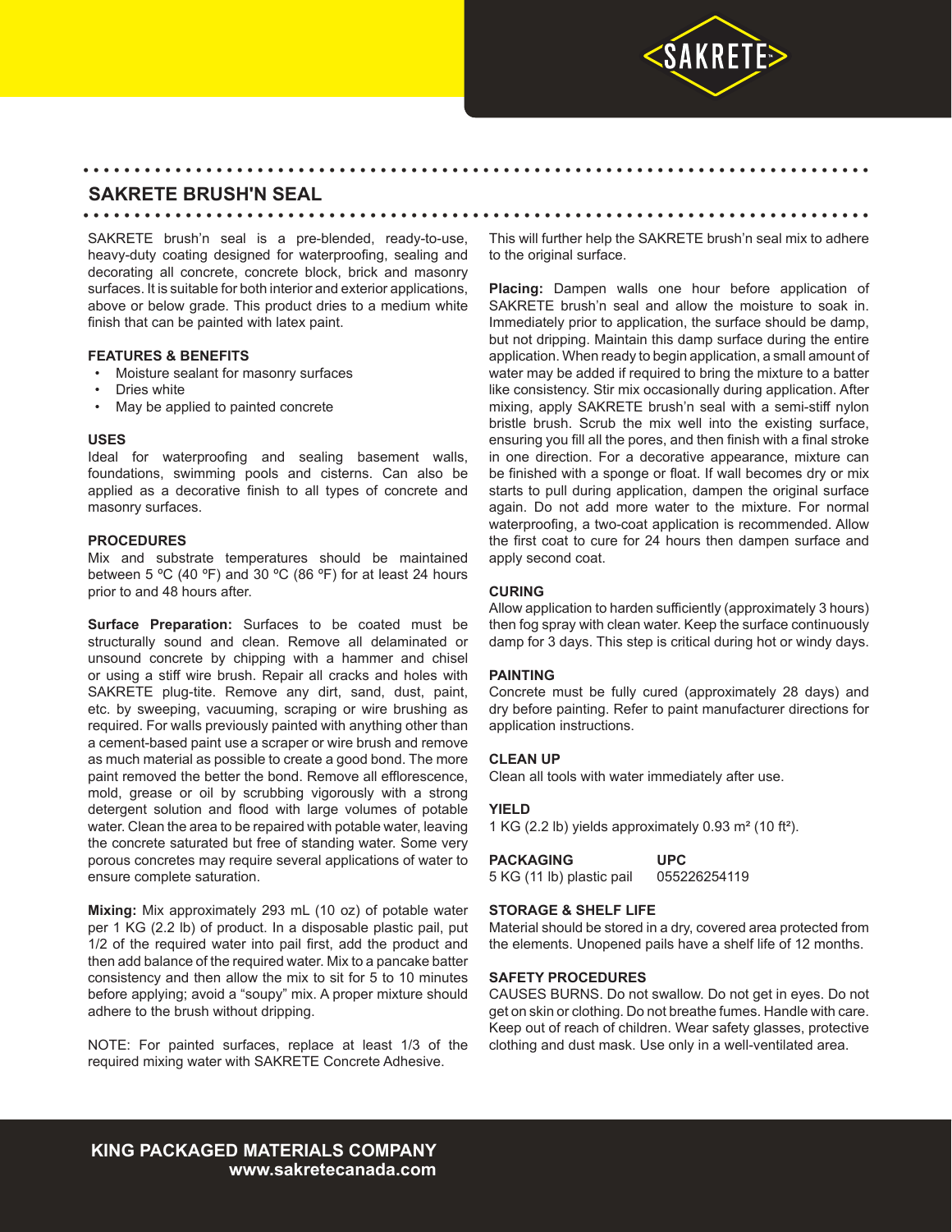# SAKRETE BRUSH'N SEAL

SAKRETE brush'n seal is a pre-blended, ready-to-use, heavy-duty coating designed for waterproofing, sealing and decorating all concrete, concrete block, brick and masonry surfaces. It is suitable for both interior and exterior applications, above or below grade. This product dries to a medium white finish that can be painted with latex paint.

## FEATURES & BENEFITS

- Moisture sealant for masonry surfaces
- Dries white
- May be applied to painted concrete

## USES

Ideal for waterproofing and sealing basement walls, foundations, swimming pools and cisterns. Can also be applied as a decorative finish to all types of concrete and masonry surfaces.

## PROCEDURES

Mix and substrate temperatures should be maintained between 5 ºC (40 ºF) and 30 ºC (86 ºF) for at least 24 hours prior to and 48 hours after.

**Surface Preparation:** Surfaces to be coated must be structurally sound and clean. Remove all delaminated or unsound concrete by chipping with a hammer and chisel or using a stiff wire brush. Repair all cracks and holes with SAKRETE plug-tite. Remove any dirt, sand, dust, paint, etc. by sweeping, vacuuming, scraping or wire brushing as required. For walls previously painted with anything other than a cement-based paint use a scraper or wire brush and remove as much material as possible to create a good bond. The more paint removed the better the bond. Remove all efflorescence, mold, grease or oil by scrubbing vigorously with a strong detergent solution and flood with large volumes of potable water. Clean the area to be repaired with potable water, leaving the concrete saturated but free of standing water. Some very porous concretes may require several applications of water to ensure complete saturation.

**Mixing:** Mix approximately 293 mL (10 oz) of potable water per 1 KG (2.2 lb) of product. In a disposable plastic pail, put 1/2 of the required water into pail first, add the product and then add balance of the required water. Mix to a pancake batter consistency and then allow the mix to sit for 5 to 10 minutes before applying; avoid a "soupy" mix. A proper mixture should adhere to the brush without dripping.

NOTE: For painted surfaces, replace at least 1/3 of the required mixing water with SAKRETE Concrete Adhesive. This will further help the SAKRETE brush'n seal mix to adhere to the original surface.

**Placing:** Dampen walls one hour before application of SAKRETE brush'n seal and allow the moisture to soak in. Immediately prior to application, the surface should be damp, but not dripping. Maintain this damp surface during the entire application. When ready to begin application, a small amount of water may be added if required to bring the mixture to a batter like consistency. Stir mix occasionally during application. After mixing, apply SAKRETE brush'n seal with a semi-stiff nylon bristle brush. Scrub the mix well into the existing surface, ensuring you fill all the pores, and then finish with a final stroke in one direction. For a decorative appearance, mixture can be finished with a sponge or float. If wall becomes dry or mix starts to pull during application, dampen the original surface again. Do not add more water to the mixture. For normal waterproofing, a two-coat application is recommended. Allow the first coat to cure for 24 hours then dampen surface and apply second coat.

## CURING

Allow application to harden sufficiently (approximately 3 hours) then fog spray with clean water. Keep the surface continuously damp for 3 days. This step is critical during hot or windy days.

## PAINTING

Concrete must be fully cured (approximately 28 days) and dry before painting. Refer to paint manufacturer directions for application instructions.

## CLEAN UP

Clean all tools with water immediately after use.

## YIELD

1 KG (2.2 lb) yields approximately 0.93 m² (10 ft²).

| PACKAGING | UPC |
|---|---|
| 5 KG (11 lb) plastic pail | 055226254119 |

## STORAGE & SHELF LIFE

Material should be stored in a dry, covered area protected from the elements. Unopened pails have a shelf life of 12 months.

## SAFETY PROCEDURES

CAUSES BURNS. Do not swallow. Do not get in eyes. Do not get on skin or clothing. Do not breathe fumes. Handle with care. Keep out of reach of children. Wear safety glasses, protective clothing and dust mask. Use only in a well-ventilated area.

**KING PACKAGED MATERIALS COMPANY**
**www.sakretecanada.com**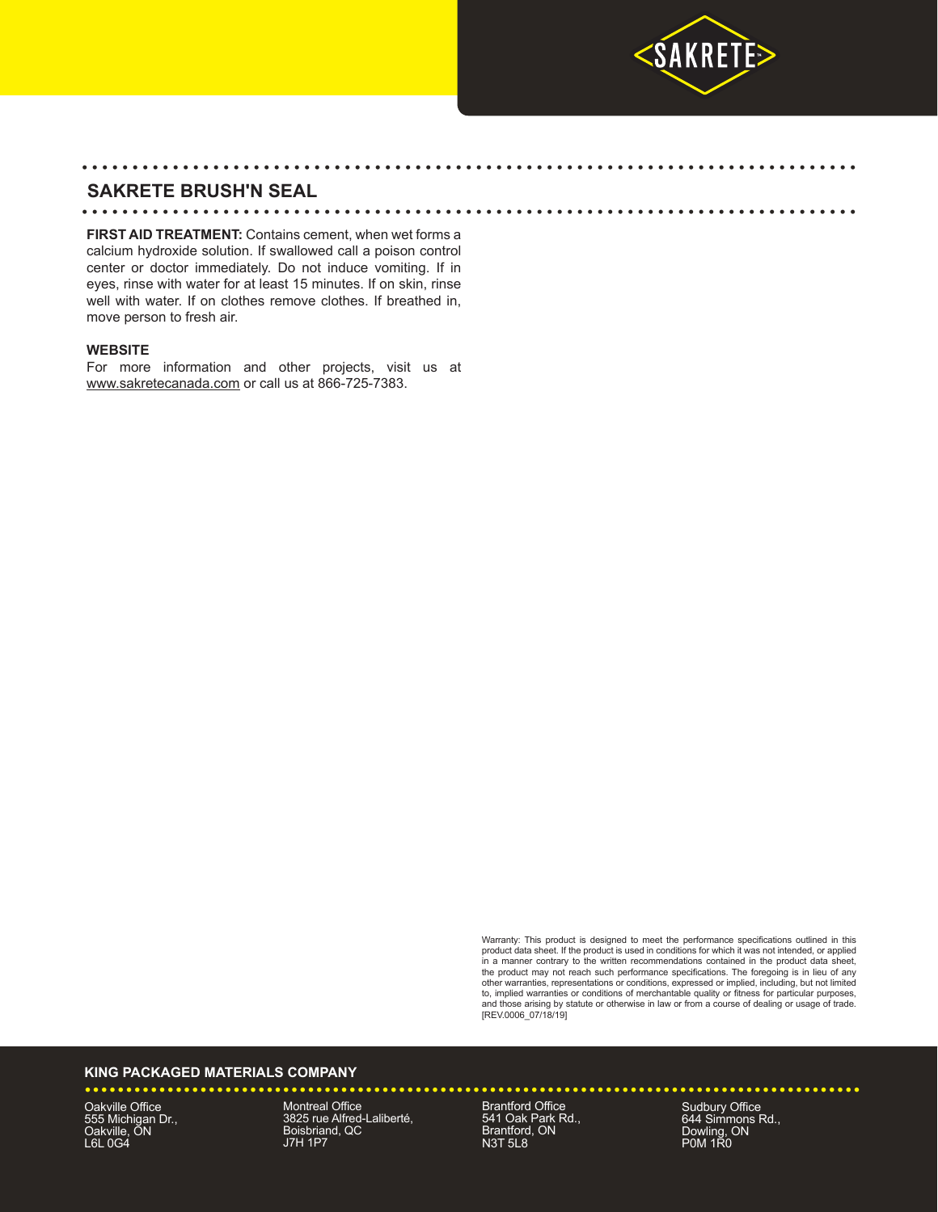## SAKRETE BRUSH'N SEAL

**FIRST AID TREATMENT:** Contains cement, when wet forms a calcium hydroxide solution. If swallowed call a poison control center or doctor immediately. Do not induce vomiting. If in eyes, rinse with water for at least 15 minutes. If on skin, rinse well with water. If on clothes remove clothes. If breathed in, move person to fresh air.

**WEBSITE**

For more information and other projects, visit us at www.sakretecanada.com or call us at 866-725-7383.

Warranty: This product is designed to meet the performance specifications outlined in this product data sheet. If the product is used in conditions for which it was not intended, or applied in a manner contrary to the written recommendations contained in the product data sheet, the product may not reach such performance specifications. The foregoing is in lieu of any other warranties, representations or conditions, expressed or implied, including, but not limited to, implied warranties or conditions of merchantable quality or fitness for particular purposes, and those arising by statute or otherwise in law or from a course of dealing or usage of trade. [REV.0006_07/18/19]

**KING PACKAGED MATERIALS COMPANY**

Oakville Office
555 Michigan Dr.,
Oakville, ON
L6L 0G4

Montreal Office
3825 rue Alfred-Laliberté,
Boisbriand, QC
J7H 1P7

Brantford Office
541 Oak Park Rd.,
Brantford, ON
N3T 5L8

Sudbury Office
644 Simmons Rd.,
Dowling, ON
P0M 1R0